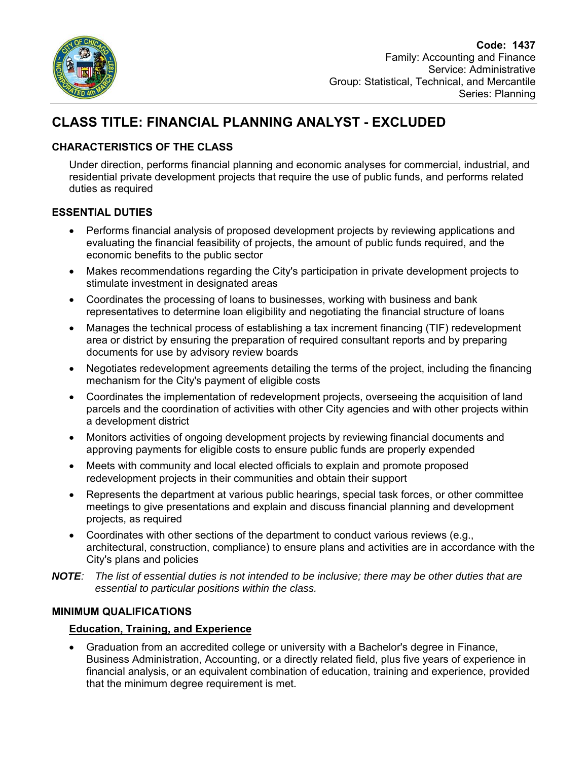**Code: 1437**
Family: Accounting and Finance
Service: Administrative
Group: Statistical, Technical, and Mercantile
Series: Planning

# CLASS TITLE: FINANCIAL PLANNING ANALYST - EXCLUDED

## CHARACTERISTICS OF THE CLASS

Under direction, performs financial planning and economic analyses for commercial, industrial, and residential private development projects that require the use of public funds, and performs related duties as required

## ESSENTIAL DUTIES

- Performs financial analysis of proposed development projects by reviewing applications and evaluating the financial feasibility of projects, the amount of public funds required, and the economic benefits to the public sector
- Makes recommendations regarding the City's participation in private development projects to stimulate investment in designated areas
- Coordinates the processing of loans to businesses, working with business and bank representatives to determine loan eligibility and negotiating the financial structure of loans
- Manages the technical process of establishing a tax increment financing (TIF) redevelopment area or district by ensuring the preparation of required consultant reports and by preparing documents for use by advisory review boards
- Negotiates redevelopment agreements detailing the terms of the project, including the financing mechanism for the City's payment of eligible costs
- Coordinates the implementation of redevelopment projects, overseeing the acquisition of land parcels and the coordination of activities with other City agencies and with other projects within a development district
- Monitors activities of ongoing development projects by reviewing financial documents and approving payments for eligible costs to ensure public funds are properly expended
- Meets with community and local elected officials to explain and promote proposed redevelopment projects in their communities and obtain their support
- Represents the department at various public hearings, special task forces, or other committee meetings to give presentations and explain and discuss financial planning and development projects, as required
- Coordinates with other sections of the department to conduct various reviews (e.g., architectural, construction, compliance) to ensure plans and activities are in accordance with the City's plans and policies

***NOTE***: *The list of essential duties is not intended to be inclusive; there may be other duties that are essential to particular positions within the class.*

## MINIMUM QUALIFICATIONS

### Education, Training, and Experience

- Graduation from an accredited college or university with a Bachelor's degree in Finance, Business Administration, Accounting, or a directly related field, plus five years of experience in financial analysis, or an equivalent combination of education, training and experience, provided that the minimum degree requirement is met.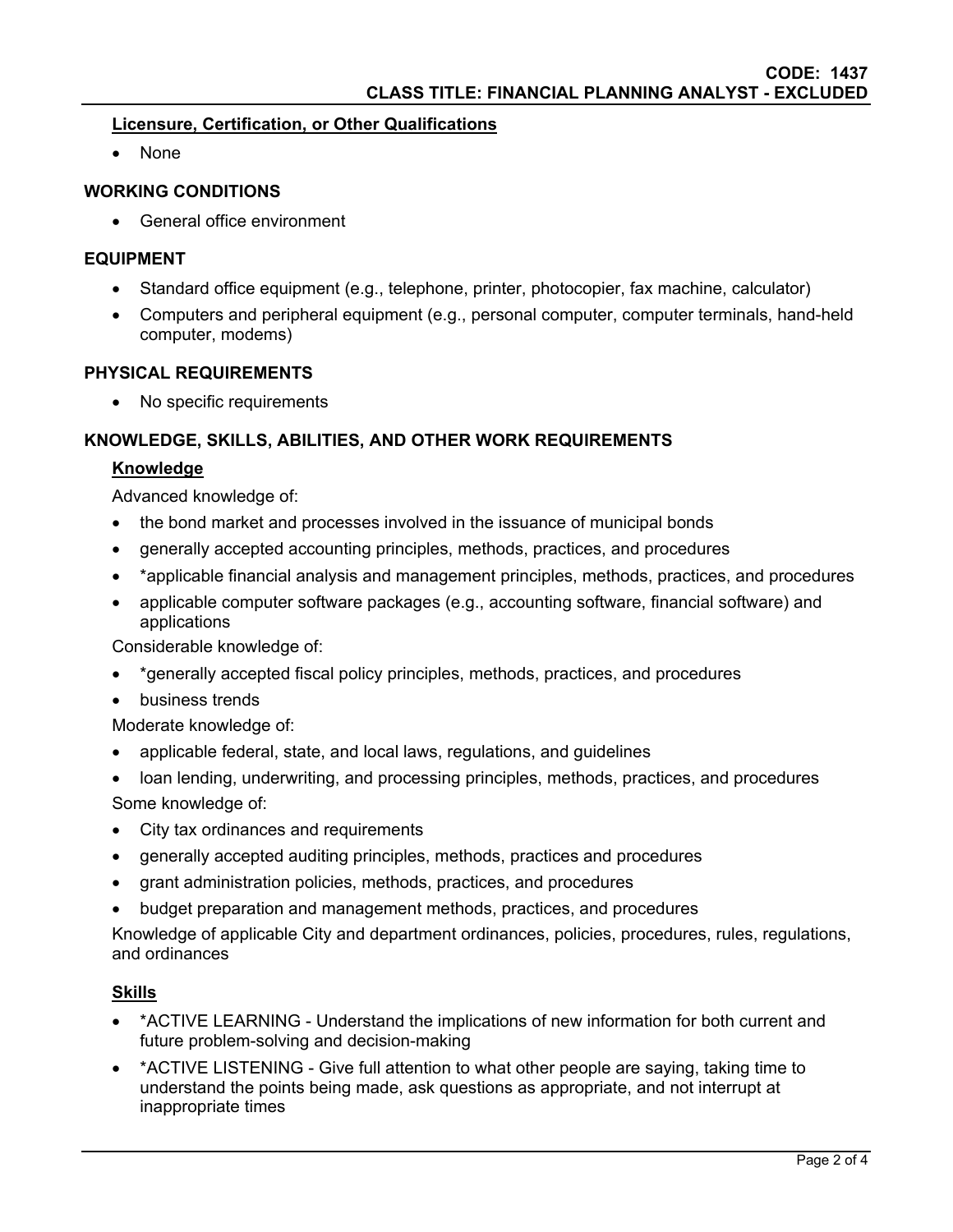### Licensure, Certification, or Other Qualifications

- None

## WORKING CONDITIONS

- General office environment

## EQUIPMENT

- Standard office equipment (e.g., telephone, printer, photocopier, fax machine, calculator)
- Computers and peripheral equipment (e.g., personal computer, computer terminals, hand-held computer, modems)

## PHYSICAL REQUIREMENTS

- No specific requirements

## KNOWLEDGE, SKILLS, ABILITIES, AND OTHER WORK REQUIREMENTS

### Knowledge

Advanced knowledge of:

- the bond market and processes involved in the issuance of municipal bonds
- generally accepted accounting principles, methods, practices, and procedures
- *applicable financial analysis and management principles, methods, practices, and procedures
- applicable computer software packages (e.g., accounting software, financial software) and applications

Considerable knowledge of:

- *generally accepted fiscal policy principles, methods, practices, and procedures
- business trends

Moderate knowledge of:

- applicable federal, state, and local laws, regulations, and guidelines
- loan lending, underwriting, and processing principles, methods, practices, and procedures

Some knowledge of:

- City tax ordinances and requirements
- generally accepted auditing principles, methods, practices and procedures
- grant administration policies, methods, practices, and procedures
- budget preparation and management methods, practices, and procedures

Knowledge of applicable City and department ordinances, policies, procedures, rules, regulations, and ordinances

### Skills

- *ACTIVE LEARNING - Understand the implications of new information for both current and future problem-solving and decision-making
- *ACTIVE LISTENING - Give full attention to what other people are saying, taking time to understand the points being made, ask questions as appropriate, and not interrupt at inappropriate times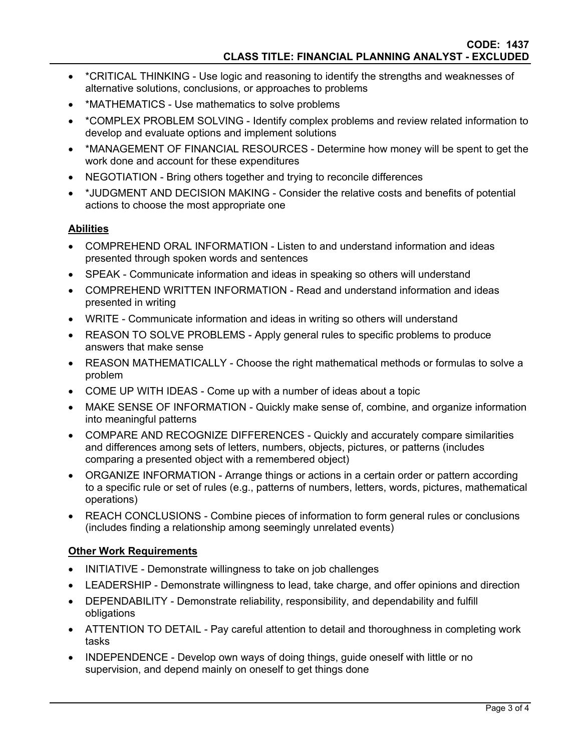- *CRITICAL THINKING - Use logic and reasoning to identify the strengths and weaknesses of alternative solutions, conclusions, or approaches to problems
- *MATHEMATICS - Use mathematics to solve problems
- *COMPLEX PROBLEM SOLVING - Identify complex problems and review related information to develop and evaluate options and implement solutions
- *MANAGEMENT OF FINANCIAL RESOURCES - Determine how money will be spent to get the work done and account for these expenditures
- NEGOTIATION - Bring others together and trying to reconcile differences
- *JUDGMENT AND DECISION MAKING - Consider the relative costs and benefits of potential actions to choose the most appropriate one

**Abilities**

- COMPREHEND ORAL INFORMATION - Listen to and understand information and ideas presented through spoken words and sentences
- SPEAK - Communicate information and ideas in speaking so others will understand
- COMPREHEND WRITTEN INFORMATION - Read and understand information and ideas presented in writing
- WRITE - Communicate information and ideas in writing so others will understand
- REASON TO SOLVE PROBLEMS - Apply general rules to specific problems to produce answers that make sense
- REASON MATHEMATICALLY - Choose the right mathematical methods or formulas to solve a problem
- COME UP WITH IDEAS - Come up with a number of ideas about a topic
- MAKE SENSE OF INFORMATION - Quickly make sense of, combine, and organize information into meaningful patterns
- COMPARE AND RECOGNIZE DIFFERENCES - Quickly and accurately compare similarities and differences among sets of letters, numbers, objects, pictures, or patterns (includes comparing a presented object with a remembered object)
- ORGANIZE INFORMATION - Arrange things or actions in a certain order or pattern according to a specific rule or set of rules (e.g., patterns of numbers, letters, words, pictures, mathematical operations)
- REACH CONCLUSIONS - Combine pieces of information to form general rules or conclusions (includes finding a relationship among seemingly unrelated events)

**Other Work Requirements**

- INITIATIVE - Demonstrate willingness to take on job challenges
- LEADERSHIP - Demonstrate willingness to lead, take charge, and offer opinions and direction
- DEPENDABILITY - Demonstrate reliability, responsibility, and dependability and fulfill obligations
- ATTENTION TO DETAIL - Pay careful attention to detail and thoroughness in completing work tasks
- INDEPENDENCE - Develop own ways of doing things, guide oneself with little or no supervision, and depend mainly on oneself to get things done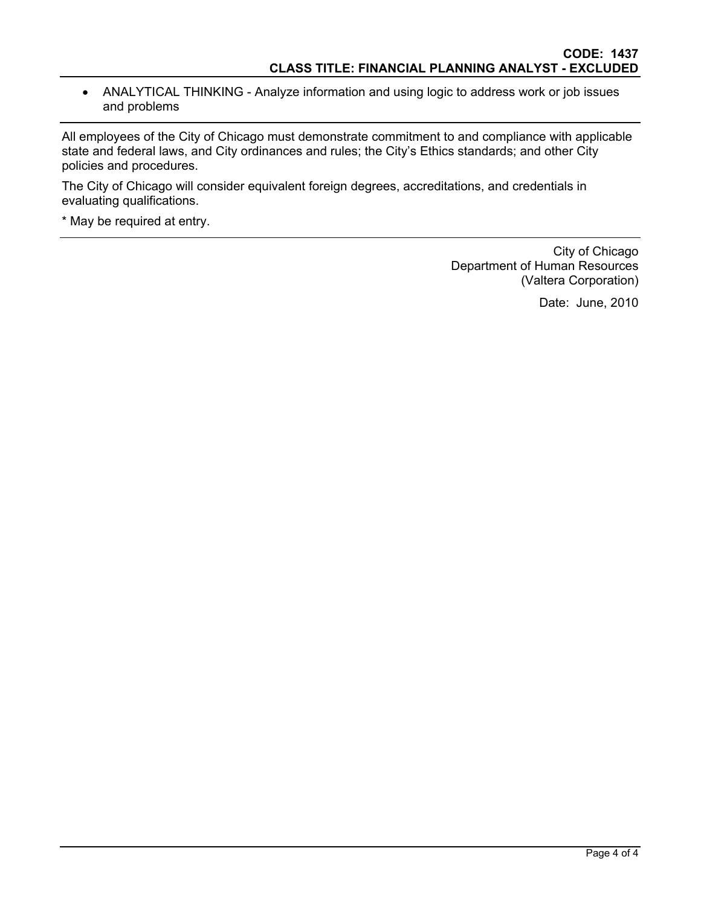- ANALYTICAL THINKING - Analyze information and using logic to address work or job issues and problems

All employees of the City of Chicago must demonstrate commitment to and compliance with applicable state and federal laws, and City ordinances and rules; the City's Ethics standards; and other City policies and procedures.

The City of Chicago will consider equivalent foreign degrees, accreditations, and credentials in evaluating qualifications.

* May be required at entry.

City of Chicago
Department of Human Resources
(Valtera Corporation)

Date: June, 2010